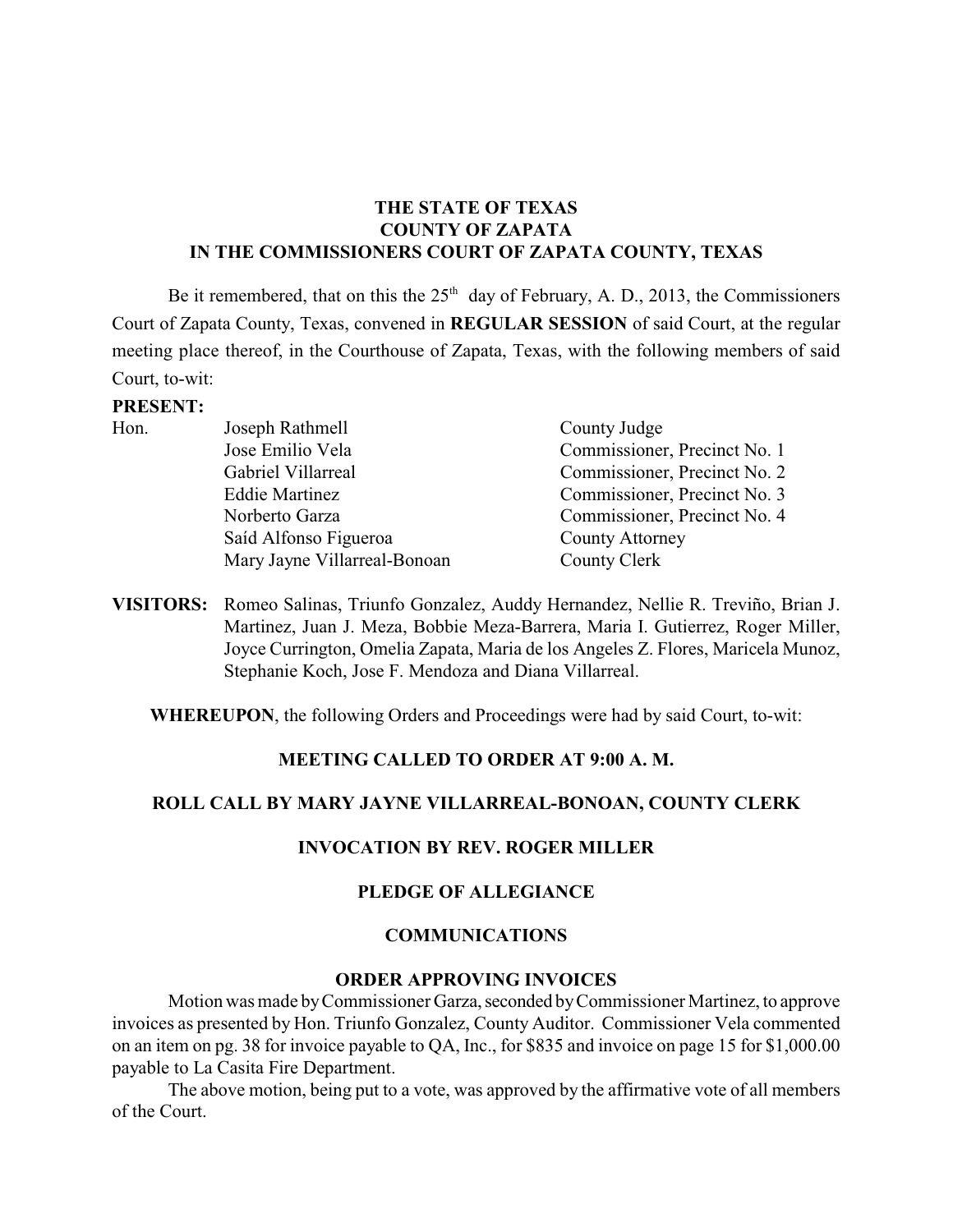**THE STATE OF TEXAS**
**COUNTY OF ZAPATA**
**IN THE COMMISSIONERS COURT OF ZAPATA COUNTY, TEXAS**

Be it remembered, that on this the 25th day of February, A. D., 2013, the Commissioners Court of Zapata County, Texas, convened in **REGULAR SESSION** of said Court, at the regular meeting place thereof, in the Courthouse of Zapata, Texas, with the following members of said Court, to-wit:

**PRESENT:**

| | | |
|---|---|---|
| Hon. | Joseph Rathmell | County Judge |
| | Jose Emilio Vela | Commissioner, Precinct No. 1 |
| | Gabriel Villarreal | Commissioner, Precinct No. 2 |
| | Eddie Martinez | Commissioner, Precinct No. 3 |
| | Norberto Garza | Commissioner, Precinct No. 4 |
| | Saíd Alfonso Figueroa | County Attorney |
| | Mary Jayne Villarreal-Bonoan | County Clerk |

**VISITORS:** Romeo Salinas, Triunfo Gonzalez, Auddy Hernandez, Nellie R. Treviño, Brian J. Martinez, Juan J. Meza, Bobbie Meza-Barrera, Maria I. Gutierrez, Roger Miller, Joyce Currington, Omelia Zapata, Maria de los Angeles Z. Flores, Maricela Munoz, Stephanie Koch, Jose F. Mendoza and Diana Villarreal.

**WHEREUPON**, the following Orders and Proceedings were had by said Court, to-wit:

**MEETING CALLED TO ORDER AT 9:00 A. M.**

**ROLL CALL BY MARY JAYNE VILLARREAL-BONOAN, COUNTY CLERK**

**INVOCATION BY REV. ROGER MILLER**

**PLEDGE OF ALLEGIANCE**

**COMMUNICATIONS**

**ORDER APPROVING INVOICES**

Motion was made by Commissioner Garza, seconded by Commissioner Martinez, to approve invoices as presented by Hon. Triunfo Gonzalez, County Auditor. Commissioner Vela commented on an item on pg. 38 for invoice payable to QA, Inc., for $835 and invoice on page 15 for $1,000.00 payable to La Casita Fire Department.

The above motion, being put to a vote, was approved by the affirmative vote of all members of the Court.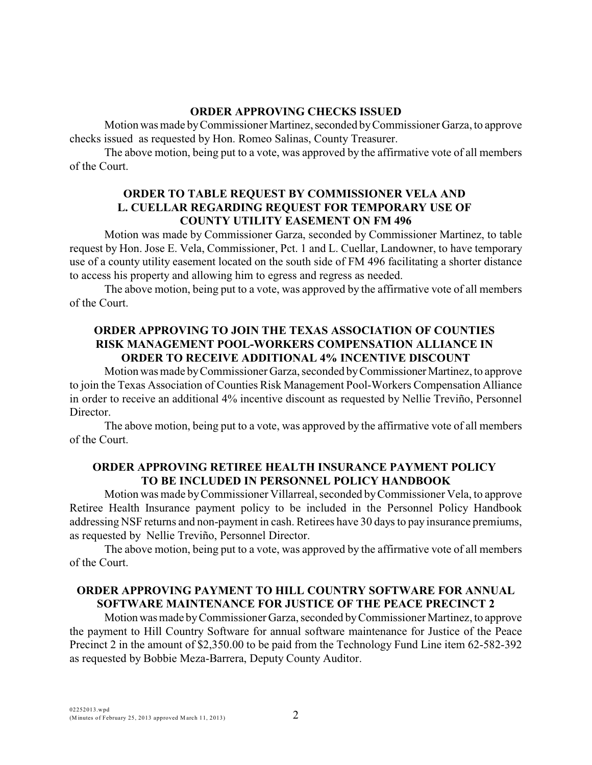**ORDER APPROVING CHECKS ISSUED**

Motion was made by Commissioner Martinez, seconded by Commissioner Garza, to approve checks issued as requested by Hon. Romeo Salinas, County Treasurer.

The above motion, being put to a vote, was approved by the affirmative vote of all members of the Court.

**ORDER TO TABLE REQUEST BY COMMISSIONER VELA AND L. CUELLAR REGARDING REQUEST FOR TEMPORARY USE OF COUNTY UTILITY EASEMENT ON FM 496**

Motion was made by Commissioner Garza, seconded by Commissioner Martinez, to table request by Hon. Jose E. Vela, Commissioner, Pct. 1 and L. Cuellar, Landowner, to have temporary use of a county utility easement located on the south side of FM 496 facilitating a shorter distance to access his property and allowing him to egress and regress as needed.

The above motion, being put to a vote, was approved by the affirmative vote of all members of the Court.

**ORDER APPROVING TO JOIN THE TEXAS ASSOCIATION OF COUNTIES RISK MANAGEMENT POOL-WORKERS COMPENSATION ALLIANCE IN ORDER TO RECEIVE ADDITIONAL 4% INCENTIVE DISCOUNT**

Motion was made by Commissioner Garza, seconded by Commissioner Martinez, to approve to join the Texas Association of Counties Risk Management Pool-Workers Compensation Alliance in order to receive an additional 4% incentive discount as requested by Nellie Treviño, Personnel Director.

The above motion, being put to a vote, was approved by the affirmative vote of all members of the Court.

**ORDER APPROVING RETIREE HEALTH INSURANCE PAYMENT POLICY TO BE INCLUDED IN PERSONNEL POLICY HANDBOOK**

Motion was made by Commissioner Villarreal, seconded by Commissioner Vela, to approve Retiree Health Insurance payment policy to be included in the Personnel Policy Handbook addressing NSF returns and non-payment in cash. Retirees have 30 days to pay insurance premiums, as requested by Nellie Treviño, Personnel Director.

The above motion, being put to a vote, was approved by the affirmative vote of all members of the Court.

**ORDER APPROVING PAYMENT TO HILL COUNTRY SOFTWARE FOR ANNUAL SOFTWARE MAINTENANCE FOR JUSTICE OF THE PEACE PRECINCT 2**

Motion was made by Commissioner Garza, seconded by Commissioner Martinez, to approve the payment to Hill Country Software for annual software maintenance for Justice of the Peace Precinct 2 in the amount of $2,350.00 to be paid from the Technology Fund Line item 62-582-392 as requested by Bobbie Meza-Barrera, Deputy County Auditor.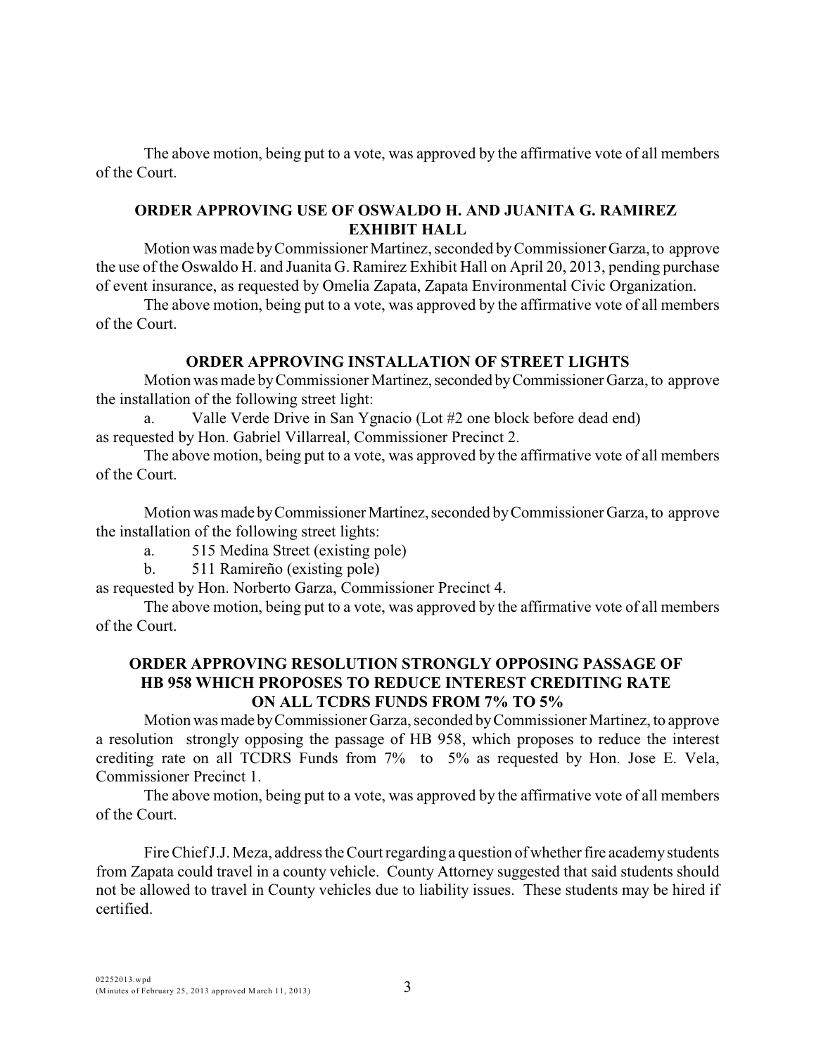The above motion, being put to a vote, was approved by the affirmative vote of all members of the Court.

## ORDER APPROVING USE OF OSWALDO H. AND JUANITA G. RAMIREZ EXHIBIT HALL

Motion was made by Commissioner Martinez, seconded by Commissioner Garza, to approve the use of the Oswaldo H. and Juanita G. Ramirez Exhibit Hall on April 20, 2013, pending purchase of event insurance, as requested by Omelia Zapata, Zapata Environmental Civic Organization.

The above motion, being put to a vote, was approved by the affirmative vote of all members of the Court.

## ORDER APPROVING INSTALLATION OF STREET LIGHTS

Motion was made by Commissioner Martinez, seconded by Commissioner Garza, to approve the installation of the following street light:

a. Valle Verde Drive in San Ygnacio (Lot #2 one block before dead end)

as requested by Hon. Gabriel Villarreal, Commissioner Precinct 2.

The above motion, being put to a vote, was approved by the affirmative vote of all members of the Court.

Motion was made by Commissioner Martinez, seconded by Commissioner Garza, to approve the installation of the following street lights:

a. 515 Medina Street (existing pole)

b. 511 Ramireño (existing pole)

as requested by Hon. Norberto Garza, Commissioner Precinct 4.

The above motion, being put to a vote, was approved by the affirmative vote of all members of the Court.

## ORDER APPROVING RESOLUTION STRONGLY OPPOSING PASSAGE OF HB 958 WHICH PROPOSES TO REDUCE INTEREST CREDITING RATE ON ALL TCDRS FUNDS FROM 7% TO 5%

Motion was made by Commissioner Garza, seconded by Commissioner Martinez, to approve a resolution strongly opposing the passage of HB 958, which proposes to reduce the interest crediting rate on all TCDRS Funds from 7% to 5% as requested by Hon. Jose E. Vela, Commissioner Precinct 1.

The above motion, being put to a vote, was approved by the affirmative vote of all members of the Court.

Fire Chief J.J. Meza, address the Court regarding a question of whether fire academy students from Zapata could travel in a county vehicle. County Attorney suggested that said students should not be allowed to travel in County vehicles due to liability issues. These students may be hired if certified.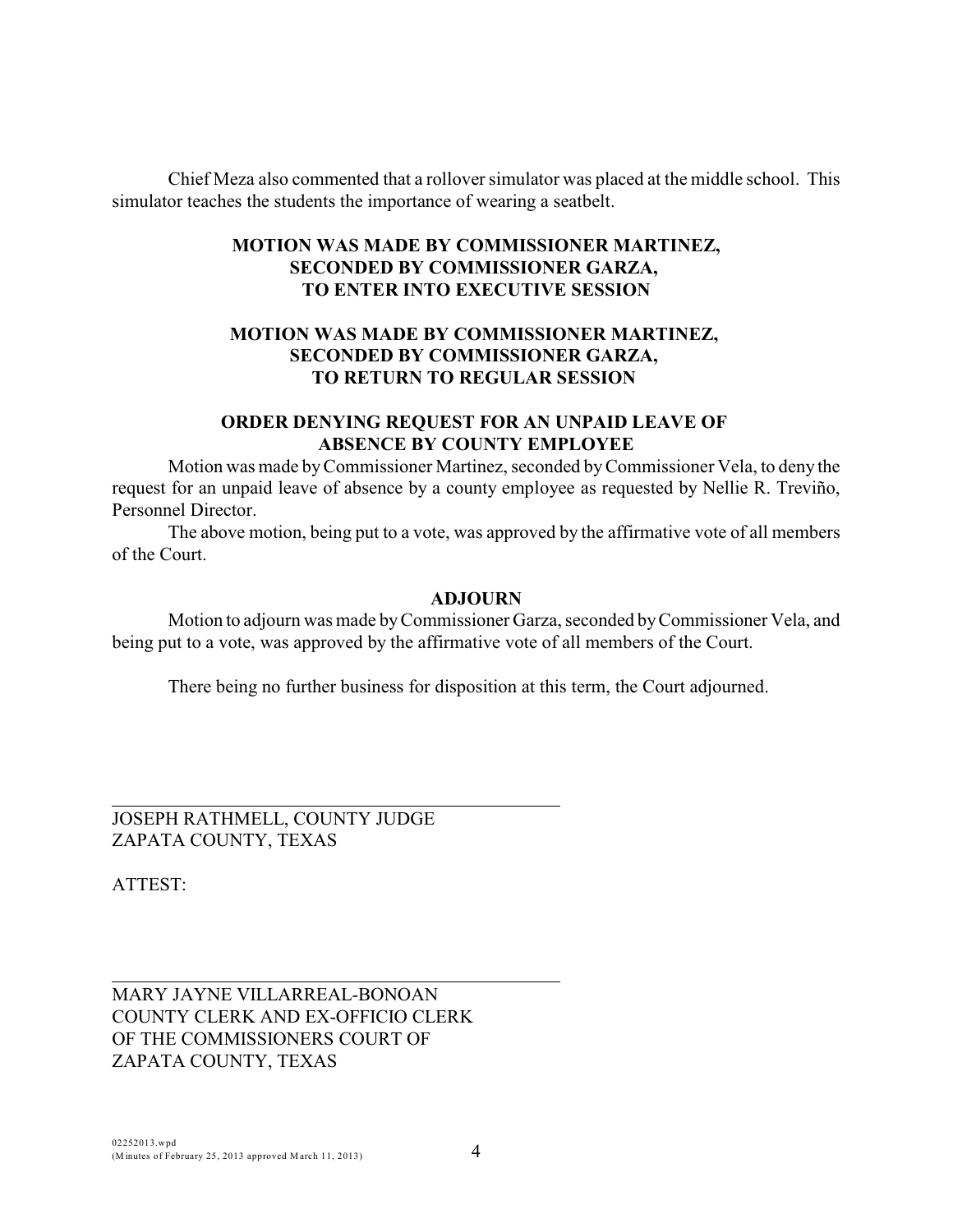Chief Meza also commented that a rollover simulator was placed at the middle school. This simulator teaches the students the importance of wearing a seatbelt.

**MOTION WAS MADE BY COMMISSIONER MARTINEZ, SECONDED BY COMMISSIONER GARZA, TO ENTER INTO EXECUTIVE SESSION**

**MOTION WAS MADE BY COMMISSIONER MARTINEZ, SECONDED BY COMMISSIONER GARZA, TO RETURN TO REGULAR SESSION**

**ORDER DENYING REQUEST FOR AN UNPAID LEAVE OF ABSENCE BY COUNTY EMPLOYEE**

Motion was made by Commissioner Martinez, seconded by Commissioner Vela, to deny the request for an unpaid leave of absence by a county employee as requested by Nellie R. Treviño, Personnel Director.

The above motion, being put to a vote, was approved by the affirmative vote of all members of the Court.

**ADJOURN**

Motion to adjourn was made by Commissioner Garza, seconded by Commissioner Vela, and being put to a vote, was approved by the affirmative vote of all members of the Court.

There being no further business for disposition at this term, the Court adjourned.

\_\_\_\_\_\_\_\_\_\_\_\_\_\_\_\_\_\_\_\_\_\_\_\_\_\_\_\_\_\_\_\_\_\_\_\_\_\_\_\_

JOSEPH RATHMELL, COUNTY JUDGE
ZAPATA COUNTY, TEXAS

ATTEST:

\_\_\_\_\_\_\_\_\_\_\_\_\_\_\_\_\_\_\_\_\_\_\_\_\_\_\_\_\_\_\_\_\_\_\_\_\_\_\_\_

MARY JAYNE VILLARREAL-BONOAN
COUNTY CLERK AND EX-OFFICIO CLERK
OF THE COMMISSIONERS COURT OF
ZAPATA COUNTY, TEXAS

02252013.wpd
(Minutes of February 25, 2013 approved March 11, 2013)